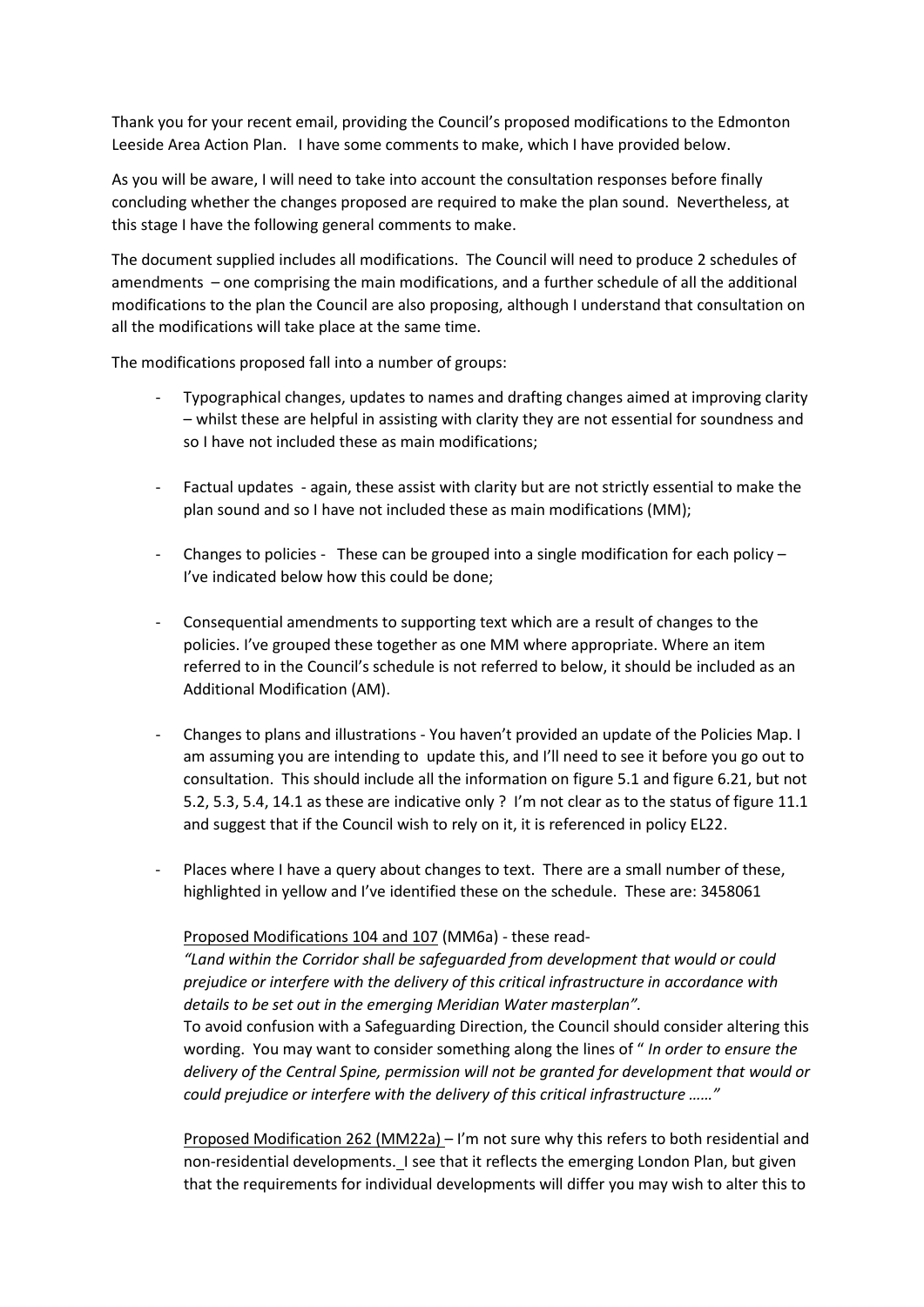Thank you for your recent email, providing the Council's proposed modifications to the Edmonton Leeside Area Action Plan. I have some comments to make, which I have provided below.

As you will be aware, I will need to take into account the consultation responses before finally concluding whether the changes proposed are required to make the plan sound. Nevertheless, at this stage I have the following general comments to make.

The document supplied includes all modifications. The Council will need to produce 2 schedules of amendments – one comprising the main modifications, and a further schedule of all the additional modifications to the plan the Council are also proposing, although I understand that consultation on all the modifications will take place at the same time.

The modifications proposed fall into a number of groups:

- Typographical changes, updates to names and drafting changes aimed at improving clarity – whilst these are helpful in assisting with clarity they are not essential for soundness and so I have not included these as main modifications;

- Factual updates - again, these assist with clarity but are not strictly essential to make the plan sound and so I have not included these as main modifications (MM);

- Changes to policies - These can be grouped into a single modification for each policy – I've indicated below how this could be done;

- Consequential amendments to supporting text which are a result of changes to the policies. I've grouped these together as one MM where appropriate. Where an item referred to in the Council's schedule is not referred to below, it should be included as an Additional Modification (AM).

- Changes to plans and illustrations - You haven't provided an update of the Policies Map. I am assuming you are intending to update this, and I'll need to see it before you go out to consultation. This should include all the information on figure 5.1 and figure 6.21, but not 5.2, 5.3, 5.4, 14.1 as these are indicative only ? I'm not clear as to the status of figure 11.1 and suggest that if the Council wish to rely on it, it is referenced in policy EL22.

- Places where I have a query about changes to text. There are a small number of these, highlighted in yellow and I've identified these on the schedule. These are: 3458061

  Proposed Modifications 104 and 107 (MM6a) - these read-
  *"Land within the Corridor shall be safeguarded from development that would or could prejudice or interfere with the delivery of this critical infrastructure in accordance with details to be set out in the emerging Meridian Water masterplan".*
  To avoid confusion with a Safeguarding Direction, the Council should consider altering this wording. You may want to consider something along the lines of " *In order to ensure the delivery of the Central Spine, permission will not be granted for development that would or could prejudice or interfere with the delivery of this critical infrastructure ……"*

  Proposed Modification 262 (MM22a) – I'm not sure why this refers to both residential and non-residential developments. I see that it reflects the emerging London Plan, but given that the requirements for individual developments will differ you may wish to alter this to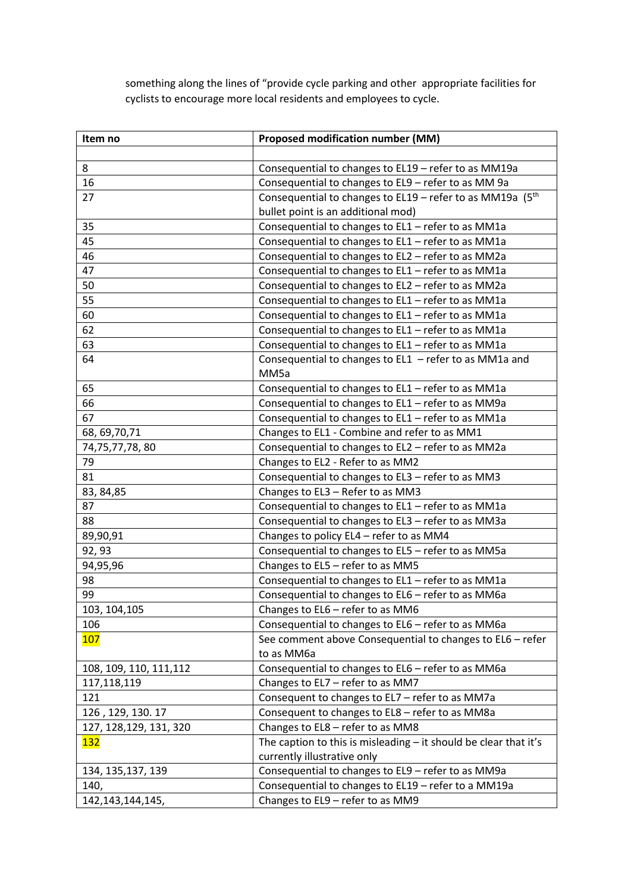something along the lines of "provide cycle parking and other appropriate facilities for cyclists to encourage more local residents and employees to cycle.

| Item no | Proposed modification number (MM) |
|---|---|
| | |
| 8 | Consequential to changes to EL19 – refer to as MM19a |
| 16 | Consequential to changes to EL9 – refer to as MM 9a |
| 27 | Consequential to changes to EL19 – refer to as MM19a (5th bullet point is an additional mod) |
| 35 | Consequential to changes to EL1 – refer to as MM1a |
| 45 | Consequential to changes to EL1 – refer to as MM1a |
| 46 | Consequential to changes to EL2 – refer to as MM2a |
| 47 | Consequential to changes to EL1 – refer to as MM1a |
| 50 | Consequential to changes to EL2 – refer to as MM2a |
| 55 | Consequential to changes to EL1 – refer to as MM1a |
| 60 | Consequential to changes to EL1 – refer to as MM1a |
| 62 | Consequential to changes to EL1 – refer to as MM1a |
| 63 | Consequential to changes to EL1 – refer to as MM1a |
| 64 | Consequential to changes to EL1 – refer to as MM1a and MM5a |
| 65 | Consequential to changes to EL1 – refer to as MM1a |
| 66 | Consequential to changes to EL1 – refer to as MM9a |
| 67 | Consequential to changes to EL1 – refer to as MM1a |
| 68, 69,70,71 | Changes to EL1 - Combine and refer to as MM1 |
| 74,75,77,78, 80 | Consequential to changes to EL2 – refer to as MM2a |
| 79 | Changes to EL2 - Refer to as MM2 |
| 81 | Consequential to changes to EL3 – refer to as MM3 |
| 83, 84,85 | Changes to EL3 – Refer to as MM3 |
| 87 | Consequential to changes to EL1 – refer to as MM1a |
| 88 | Consequential to changes to EL3 – refer to as MM3a |
| 89,90,91 | Changes to policy EL4 – refer to as MM4 |
| 92, 93 | Consequential to changes to EL5 – refer to as MM5a |
| 94,95,96 | Changes to EL5 – refer to as MM5 |
| 98 | Consequential to changes to EL1 – refer to as MM1a |
| 99 | Consequential to changes to EL6 – refer to as MM6a |
| 103, 104,105 | Changes to EL6 – refer to as MM6 |
| 106 | Consequential to changes to EL6 – refer to as MM6a |
| 107 | See comment above Consequential to changes to EL6 – refer to as MM6a |
| 108, 109, 110, 111,112 | Consequential to changes to EL6 – refer to as MM6a |
| 117,118,119 | Changes to EL7 – refer to as MM7 |
| 121 | Consequent to changes to EL7 – refer to as MM7a |
| 126 , 129, 130. 17 | Consequent to changes to EL8 – refer to as MM8a |
| 127, 128,129, 131, 320 | Changes to EL8 – refer to as MM8 |
| 132 | The caption to this is misleading – it should be clear that it's currently illustrative only |
| 134, 135,137, 139 | Consequential to changes to EL9 – refer to as MM9a |
| 140, | Consequential to changes to EL19 – refer to a MM19a |
| 142,143,144,145, | Changes to EL9 – refer to as MM9 |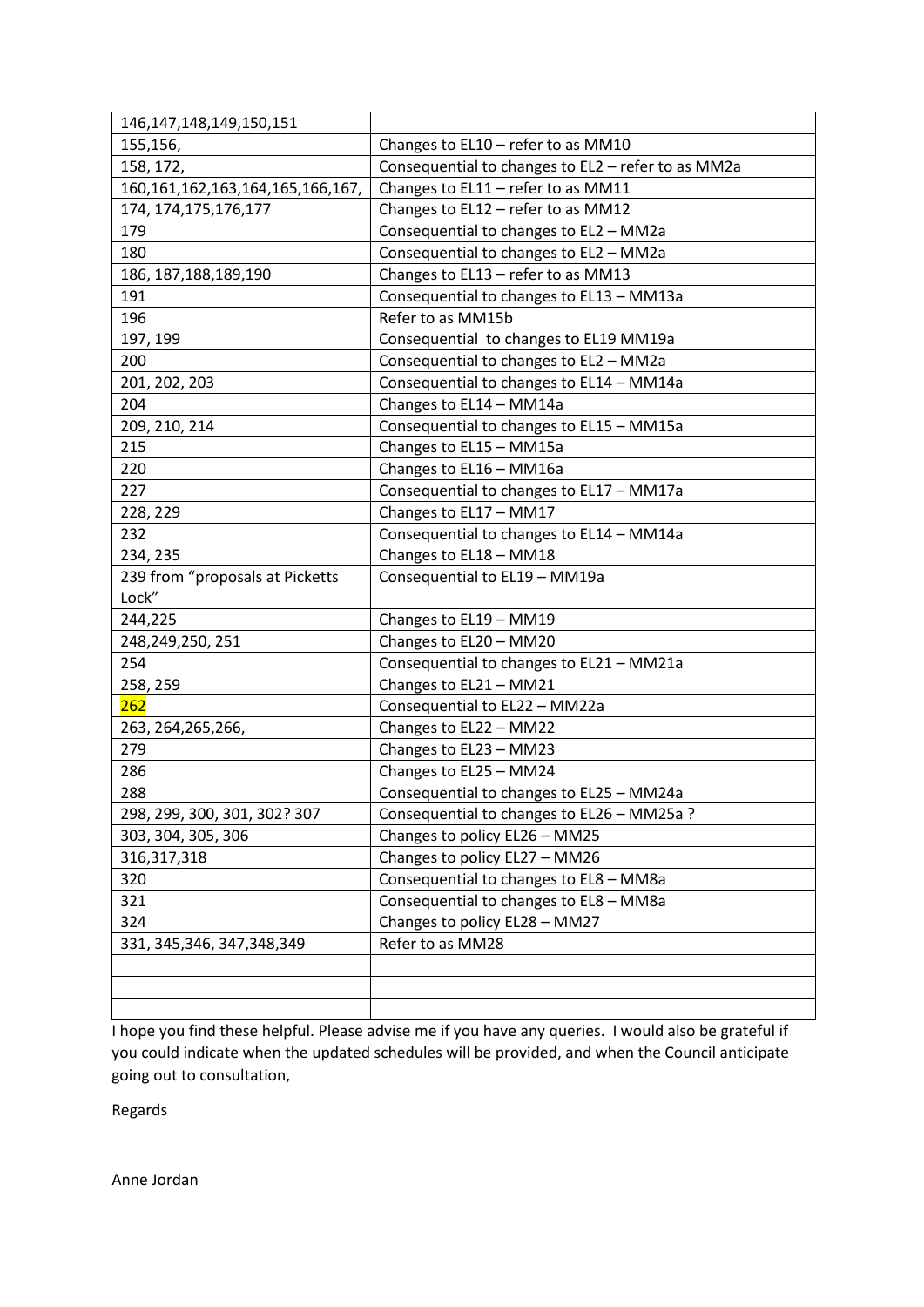| | |
|---|---|
| 146,147,148,149,150,151 | |
| 155,156, | Changes to EL10 – refer to as MM10 |
| 158, 172, | Consequential to changes to EL2 – refer to as MM2a |
| 160,161,162,163,164,165,166,167, | Changes to EL11 – refer to as MM11 |
| 174, 174,175,176,177 | Changes to EL12 – refer to as MM12 |
| 179 | Consequential to changes to EL2 – MM2a |
| 180 | Consequential to changes to EL2 – MM2a |
| 186, 187,188,189,190 | Changes to EL13 – refer to as MM13 |
| 191 | Consequential to changes to EL13 – MM13a |
| 196 | Refer to as MM15b |
| 197, 199 | Consequential  to changes to EL19 MM19a |
| 200 | Consequential to changes to EL2 – MM2a |
| 201, 202, 203 | Consequential to changes to EL14 – MM14a |
| 204 | Changes to EL14 – MM14a |
| 209, 210, 214 | Consequential to changes to EL15 – MM15a |
| 215 | Changes to EL15 – MM15a |
| 220 | Changes to EL16 – MM16a |
| 227 | Consequential to changes to EL17 – MM17a |
| 228, 229 | Changes to EL17 – MM17 |
| 232 | Consequential to changes to EL14 – MM14a |
| 234, 235 | Changes to EL18 – MM18 |
| 239 from "proposals at Picketts Lock" | Consequential to EL19 – MM19a |
| 244,225 | Changes to EL19 – MM19 |
| 248,249,250, 251 | Changes to EL20 – MM20 |
| 254 | Consequential to changes to EL21 – MM21a |
| 258, 259 | Changes to EL21 – MM21 |
| 262 | Consequential to EL22 – MM22a |
| 263, 264,265,266, | Changes to EL22 – MM22 |
| 279 | Changes to EL23 – MM23 |
| 286 | Changes to EL25 – MM24 |
| 288 | Consequential to changes to EL25 – MM24a |
| 298, 299, 300, 301, 302? 307 | Consequential to changes to EL26 – MM25a ? |
| 303, 304, 305, 306 | Changes to policy EL26 – MM25 |
| 316,317,318 | Changes to policy EL27 – MM26 |
| 320 | Consequential to changes to EL8 – MM8a |
| 321 | Consequential to changes to EL8 – MM8a |
| 324 | Changes to policy EL28 – MM27 |
| 331, 345,346, 347,348,349 | Refer to as MM28 |
| | |
| | |
| | |

I hope you find these helpful. Please advise me if you have any queries. I would also be grateful if you could indicate when the updated schedules will be provided, and when the Council anticipate going out to consultation,

Regards

Anne Jordan